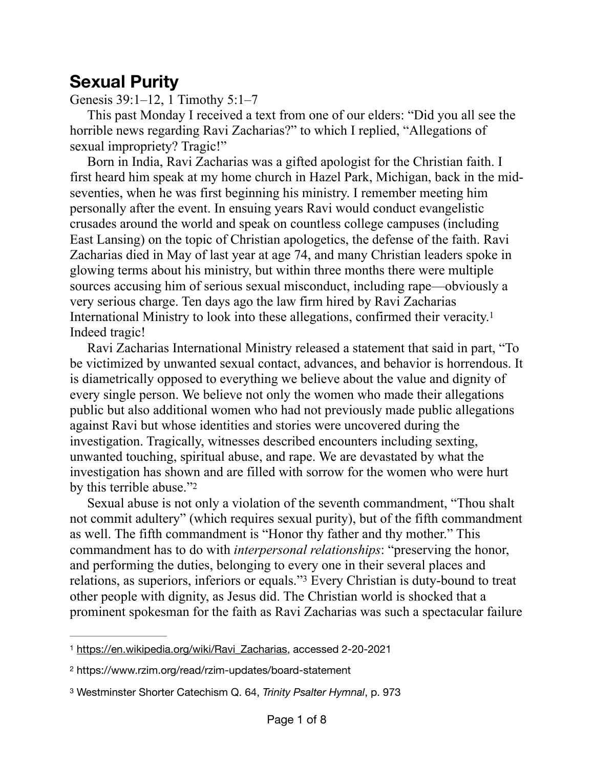# Sexual Purity

Genesis 39:1–12, 1 Timothy 5:1–7

This past Monday I received a text from one of our elders: "Did you all see the horrible news regarding Ravi Zacharias?" to which I replied, "Allegations of sexual impropriety? Tragic!"

Born in India, Ravi Zacharias was a gifted apologist for the Christian faith. I first heard him speak at my home church in Hazel Park, Michigan, back in the mid-seventies, when he was first beginning his ministry. I remember meeting him personally after the event. In ensuing years Ravi would conduct evangelistic crusades around the world and speak on countless college campuses (including East Lansing) on the topic of Christian apologetics, the defense of the faith. Ravi Zacharias died in May of last year at age 74, and many Christian leaders spoke in glowing terms about his ministry, but within three months there were multiple sources accusing him of serious sexual misconduct, including rape—obviously a very serious charge. Ten days ago the law firm hired by Ravi Zacharias International Ministry to look into these allegations, confirmed their veracity.[1] Indeed tragic!

Ravi Zacharias International Ministry released a statement that said in part, "To be victimized by unwanted sexual contact, advances, and behavior is horrendous. It is diametrically opposed to everything we believe about the value and dignity of every single person. We believe not only the women who made their allegations public but also additional women who had not previously made public allegations against Ravi but whose identities and stories were uncovered during the investigation. Tragically, witnesses described encounters including sexting, unwanted touching, spiritual abuse, and rape. We are devastated by what the investigation has shown and are filled with sorrow for the women who were hurt by this terrible abuse."[2]

Sexual abuse is not only a violation of the seventh commandment, "Thou shalt not commit adultery" (which requires sexual purity), but of the fifth commandment as well. The fifth commandment is "Honor thy father and thy mother." This commandment has to do with *interpersonal relationships*: "preserving the honor, and performing the duties, belonging to every one in their several places and relations, as superiors, inferiors or equals."[3] Every Christian is duty-bound to treat other people with dignity, as Jesus did. The Christian world is shocked that a prominent spokesman for the faith as Ravi Zacharias was such a spectacular failure

---

[1] https://en.wikipedia.org/wiki/Ravi_Zacharias, accessed 2-20-2021

[2] https://www.rzim.org/read/rzim-updates/board-statement

[3] Westminster Shorter Catechism Q. 64, *Trinity Psalter Hymnal*, p. 973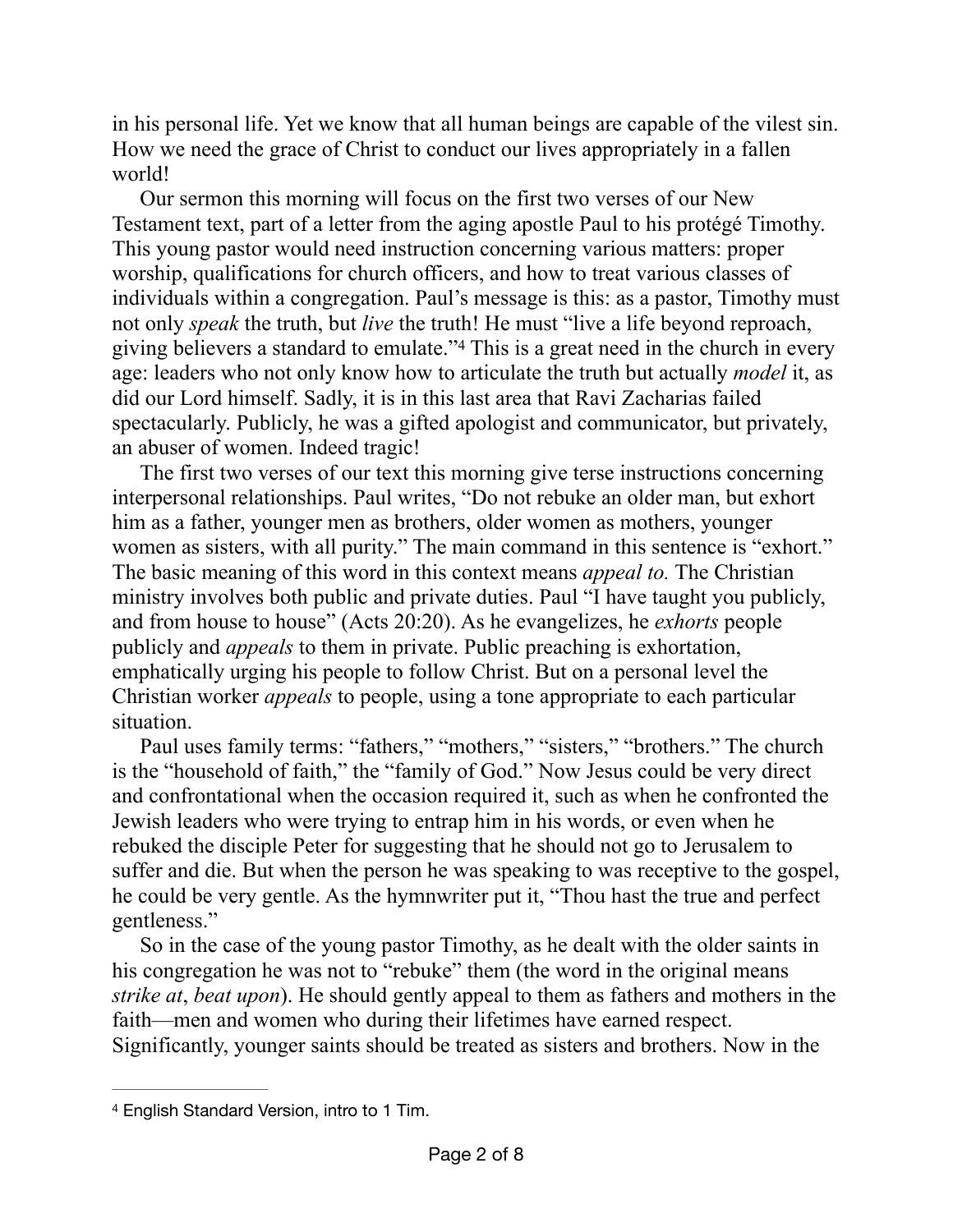in his personal life. Yet we know that all human beings are capable of the vilest sin. How we need the grace of Christ to conduct our lives appropriately in a fallen world!

Our sermon this morning will focus on the first two verses of our New Testament text, part of a letter from the aging apostle Paul to his protégé Timothy. This young pastor would need instruction concerning various matters: proper worship, qualifications for church officers, and how to treat various classes of individuals within a congregation. Paul's message is this: as a pastor, Timothy must not only *speak* the truth, but *live* the truth! He must "live a life beyond reproach, giving believers a standard to emulate."[4] This is a great need in the church in every age: leaders who not only know how to articulate the truth but actually *model* it, as did our Lord himself. Sadly, it is in this last area that Ravi Zacharias failed spectacularly. Publicly, he was a gifted apologist and communicator, but privately, an abuser of women. Indeed tragic!

The first two verses of our text this morning give terse instructions concerning interpersonal relationships. Paul writes, "Do not rebuke an older man, but exhort him as a father, younger men as brothers, older women as mothers, younger women as sisters, with all purity." The main command in this sentence is "exhort." The basic meaning of this word in this context means *appeal to.* The Christian ministry involves both public and private duties. Paul "I have taught you publicly, and from house to house" (Acts 20:20). As he evangelizes, he *exhorts* people publicly and *appeals* to them in private. Public preaching is exhortation, emphatically urging his people to follow Christ. But on a personal level the Christian worker *appeals* to people, using a tone appropriate to each particular situation.

Paul uses family terms: "fathers," "mothers," "sisters," "brothers." The church is the "household of faith," the "family of God." Now Jesus could be very direct and confrontational when the occasion required it, such as when he confronted the Jewish leaders who were trying to entrap him in his words, or even when he rebuked the disciple Peter for suggesting that he should not go to Jerusalem to suffer and die. But when the person he was speaking to was receptive to the gospel, he could be very gentle. As the hymnwriter put it, "Thou hast the true and perfect gentleness."

So in the case of the young pastor Timothy, as he dealt with the older saints in his congregation he was not to "rebuke" them (the word in the original means *strike at*, *beat upon*). He should gently appeal to them as fathers and mothers in the faith—men and women who during their lifetimes have earned respect. Significantly, younger saints should be treated as sisters and brothers. Now in the

---

[4] English Standard Version, intro to 1 Tim.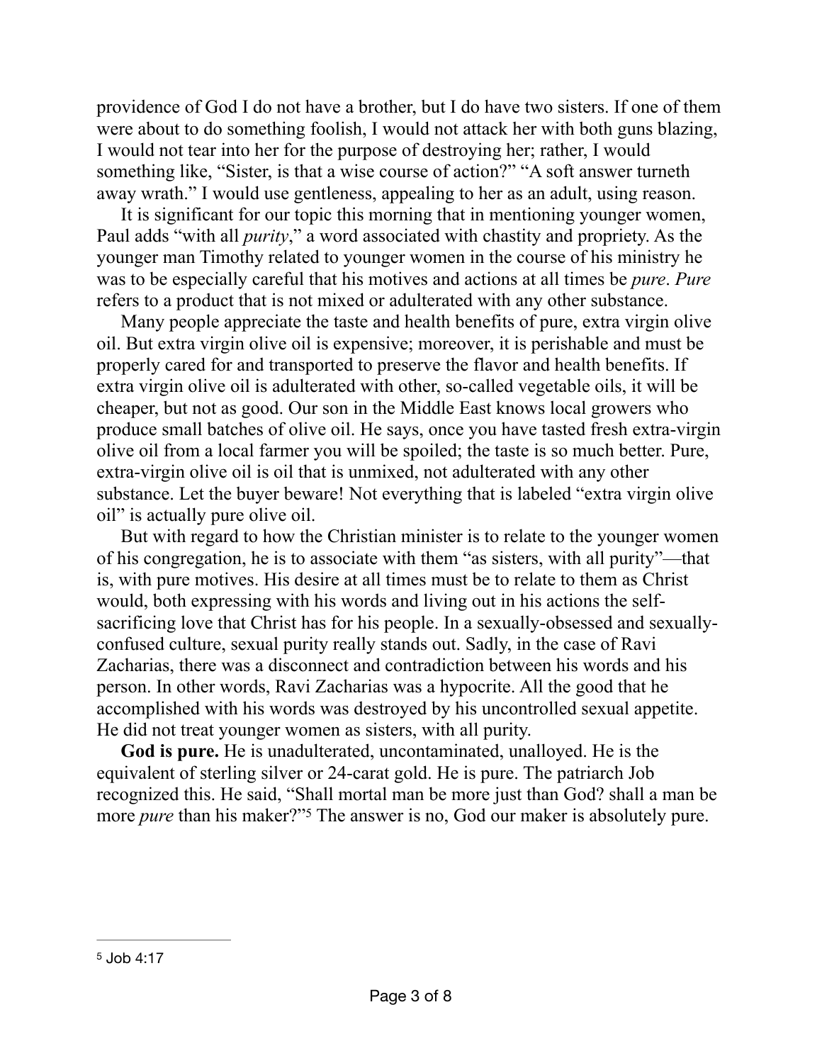providence of God I do not have a brother, but I do have two sisters. If one of them were about to do something foolish, I would not attack her with both guns blazing, I would not tear into her for the purpose of destroying her; rather, I would something like, "Sister, is that a wise course of action?" "A soft answer turneth away wrath." I would use gentleness, appealing to her as an adult, using reason.

It is significant for our topic this morning that in mentioning younger women, Paul adds "with all *purity*," a word associated with chastity and propriety. As the younger man Timothy related to younger women in the course of his ministry he was to be especially careful that his motives and actions at all times be *pure*. *Pure* refers to a product that is not mixed or adulterated with any other substance.

Many people appreciate the taste and health benefits of pure, extra virgin olive oil. But extra virgin olive oil is expensive; moreover, it is perishable and must be properly cared for and transported to preserve the flavor and health benefits. If extra virgin olive oil is adulterated with other, so-called vegetable oils, it will be cheaper, but not as good. Our son in the Middle East knows local growers who produce small batches of olive oil. He says, once you have tasted fresh extra-virgin olive oil from a local farmer you will be spoiled; the taste is so much better. Pure, extra-virgin olive oil is oil that is unmixed, not adulterated with any other substance. Let the buyer beware! Not everything that is labeled "extra virgin olive oil" is actually pure olive oil.

But with regard to how the Christian minister is to relate to the younger women of his congregation, he is to associate with them "as sisters, with all purity"—that is, with pure motives. His desire at all times must be to relate to them as Christ would, both expressing with his words and living out in his actions the self-sacrificing love that Christ has for his people. In a sexually-obsessed and sexually-confused culture, sexual purity really stands out. Sadly, in the case of Ravi Zacharias, there was a disconnect and contradiction between his words and his person. In other words, Ravi Zacharias was a hypocrite. All the good that he accomplished with his words was destroyed by his uncontrolled sexual appetite. He did not treat younger women as sisters, with all purity.

**God is pure.** He is unadulterated, uncontaminated, unalloyed. He is the equivalent of sterling silver or 24-carat gold. He is pure. The patriarch Job recognized this. He said, "Shall mortal man be more just than God? shall a man be more *pure* than his maker?"[5] The answer is no, God our maker is absolutely pure.

---

[5] Job 4:17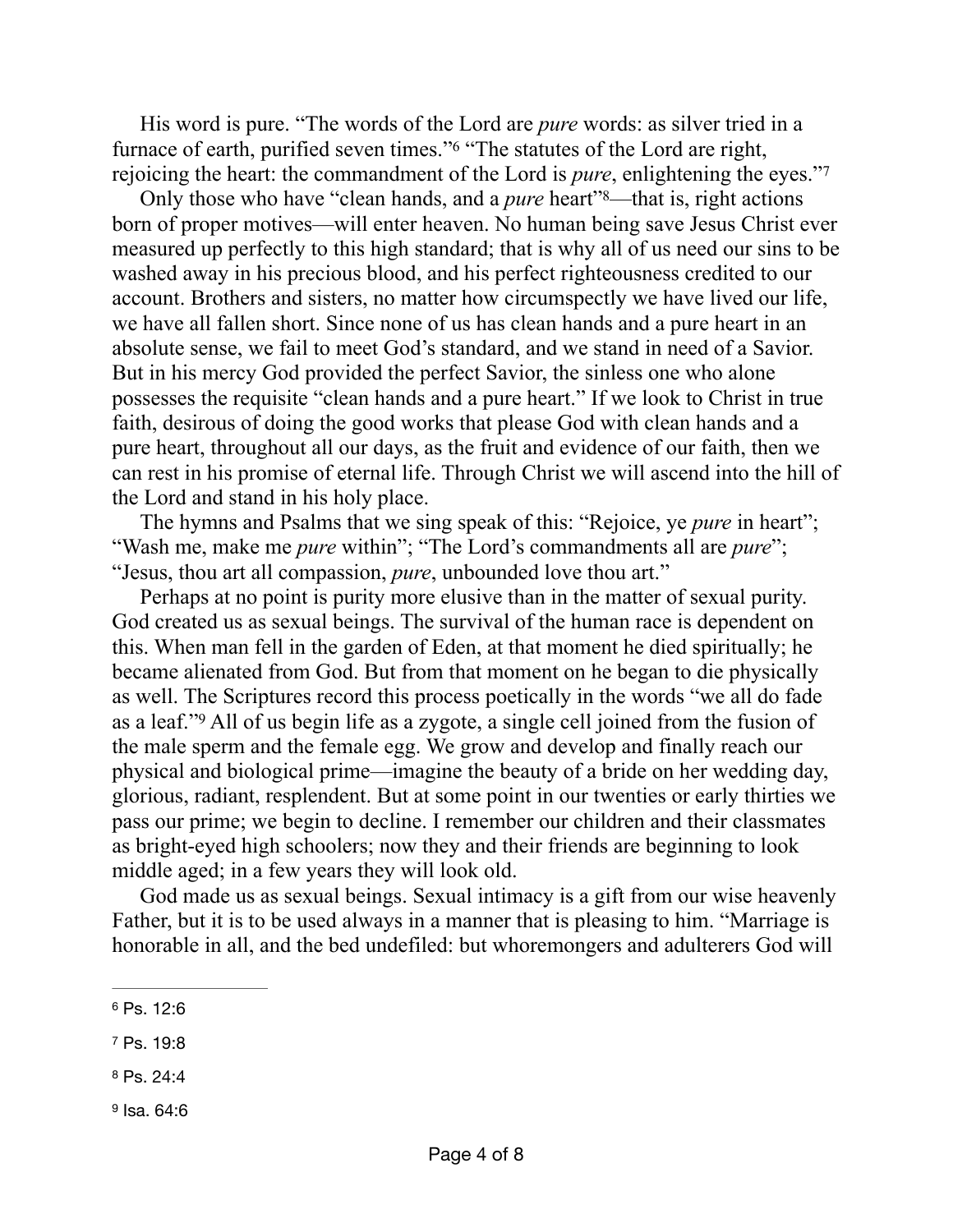His word is pure. “The words of the Lord are *pure* words: as silver tried in a furnace of earth, purified seven times.”[6] “The statutes of the Lord are right, rejoicing the heart: the commandment of the Lord is *pure*, enlightening the eyes.”[7]

Only those who have “clean hands, and a *pure* heart”[8]—that is, right actions born of proper motives—will enter heaven. No human being save Jesus Christ ever measured up perfectly to this high standard; that is why all of us need our sins to be washed away in his precious blood, and his perfect righteousness credited to our account. Brothers and sisters, no matter how circumspectly we have lived our life, we have all fallen short. Since none of us has clean hands and a pure heart in an absolute sense, we fail to meet God’s standard, and we stand in need of a Savior. But in his mercy God provided the perfect Savior, the sinless one who alone possesses the requisite “clean hands and a pure heart.” If we look to Christ in true faith, desirous of doing the good works that please God with clean hands and a pure heart, throughout all our days, as the fruit and evidence of our faith, then we can rest in his promise of eternal life. Through Christ we will ascend into the hill of the Lord and stand in his holy place.

The hymns and Psalms that we sing speak of this: “Rejoice, ye *pure* in heart”; “Wash me, make me *pure* within”; “The Lord’s commandments all are *pure*”; “Jesus, thou art all compassion, *pure*, unbounded love thou art.”

Perhaps at no point is purity more elusive than in the matter of sexual purity. God created us as sexual beings. The survival of the human race is dependent on this. When man fell in the garden of Eden, at that moment he died spiritually; he became alienated from God. But from that moment on he began to die physically as well. The Scriptures record this process poetically in the words “we all do fade as a leaf.”[9] All of us begin life as a zygote, a single cell joined from the fusion of the male sperm and the female egg. We grow and develop and finally reach our physical and biological prime—imagine the beauty of a bride on her wedding day, glorious, radiant, resplendent. But at some point in our twenties or early thirties we pass our prime; we begin to decline. I remember our children and their classmates as bright-eyed high schoolers; now they and their friends are beginning to look middle aged; in a few years they will look old.

God made us as sexual beings. Sexual intimacy is a gift from our wise heavenly Father, but it is to be used always in a manner that is pleasing to him. “Marriage is honorable in all, and the bed undefiled: but whoremongers and adulterers God will

---

[6] Ps. 12:6

[7] Ps. 19:8

[8] Ps. 24:4

[9] Isa. 64:6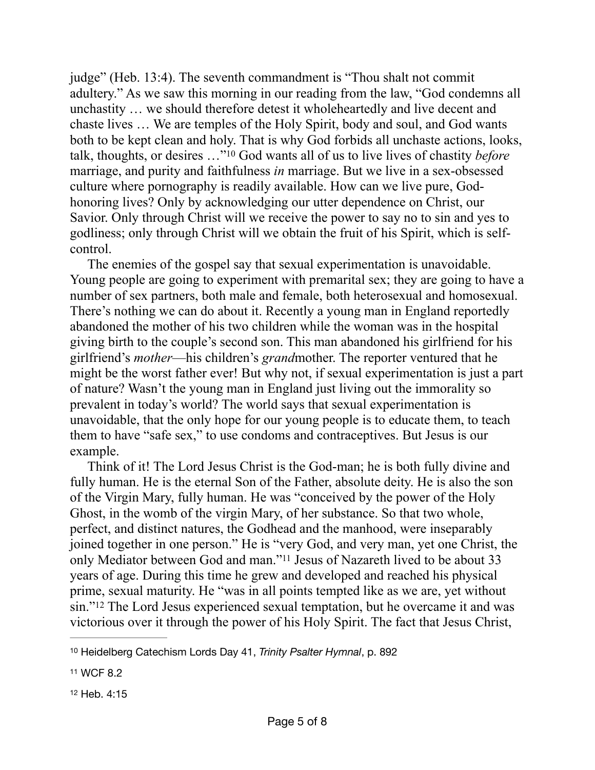judge" (Heb. 13:4). The seventh commandment is "Thou shalt not commit adultery." As we saw this morning in our reading from the law, "God condemns all unchastity … we should therefore detest it wholeheartedly and live decent and chaste lives … We are temples of the Holy Spirit, body and soul, and God wants both to be kept clean and holy. That is why God forbids all unchaste actions, looks, talk, thoughts, or desires …"[10] God wants all of us to live lives of chastity *before* marriage, and purity and faithfulness *in* marriage. But we live in a sex-obsessed culture where pornography is readily available. How can we live pure, God-honoring lives? Only by acknowledging our utter dependence on Christ, our Savior. Only through Christ will we receive the power to say no to sin and yes to godliness; only through Christ will we obtain the fruit of his Spirit, which is self-control.

The enemies of the gospel say that sexual experimentation is unavoidable. Young people are going to experiment with premarital sex; they are going to have a number of sex partners, both male and female, both heterosexual and homosexual. There's nothing we can do about it. Recently a young man in England reportedly abandoned the mother of his two children while the woman was in the hospital giving birth to the couple's second son. This man abandoned his girlfriend for his girlfriend's *mother*—his children's *grand*mother. The reporter ventured that he might be the worst father ever! But why not, if sexual experimentation is just a part of nature? Wasn't the young man in England just living out the immorality so prevalent in today's world? The world says that sexual experimentation is unavoidable, that the only hope for our young people is to educate them, to teach them to have "safe sex," to use condoms and contraceptives. But Jesus is our example.

Think of it! The Lord Jesus Christ is the God-man; he is both fully divine and fully human. He is the eternal Son of the Father, absolute deity. He is also the son of the Virgin Mary, fully human. He was "conceived by the power of the Holy Ghost, in the womb of the virgin Mary, of her substance. So that two whole, perfect, and distinct natures, the Godhead and the manhood, were inseparably joined together in one person." He is "very God, and very man, yet one Christ, the only Mediator between God and man."[11] Jesus of Nazareth lived to be about 33 years of age. During this time he grew and developed and reached his physical prime, sexual maturity. He "was in all points tempted like as we are, yet without sin."[12] The Lord Jesus experienced sexual temptation, but he overcame it and was victorious over it through the power of his Holy Spirit. The fact that Jesus Christ,

---

[10] Heidelberg Catechism Lords Day 41, *Trinity Psalter Hymnal*, p. 892

[11] WCF 8.2

[12] Heb. 4:15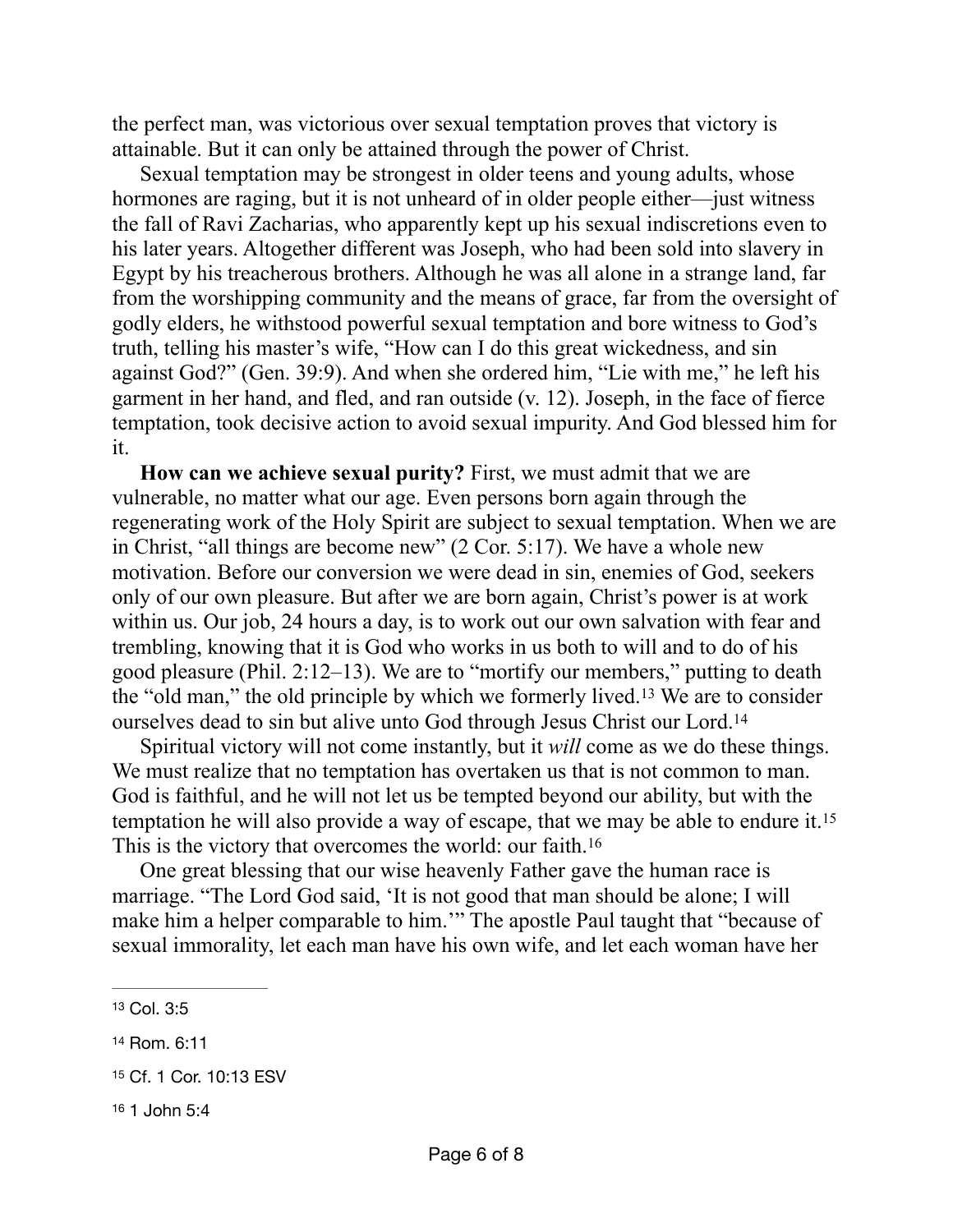the perfect man, was victorious over sexual temptation proves that victory is attainable. But it can only be attained through the power of Christ.

Sexual temptation may be strongest in older teens and young adults, whose hormones are raging, but it is not unheard of in older people either—just witness the fall of Ravi Zacharias, who apparently kept up his sexual indiscretions even to his later years. Altogether different was Joseph, who had been sold into slavery in Egypt by his treacherous brothers. Although he was all alone in a strange land, far from the worshipping community and the means of grace, far from the oversight of godly elders, he withstood powerful sexual temptation and bore witness to God's truth, telling his master's wife, "How can I do this great wickedness, and sin against God?" (Gen. 39:9). And when she ordered him, "Lie with me," he left his garment in her hand, and fled, and ran outside (v. 12). Joseph, in the face of fierce temptation, took decisive action to avoid sexual impurity. And God blessed him for it.

**How can we achieve sexual purity?** First, we must admit that we are vulnerable, no matter what our age. Even persons born again through the regenerating work of the Holy Spirit are subject to sexual temptation. When we are in Christ, "all things are become new" (2 Cor. 5:17). We have a whole new motivation. Before our conversion we were dead in sin, enemies of God, seekers only of our own pleasure. But after we are born again, Christ's power is at work within us. Our job, 24 hours a day, is to work out our own salvation with fear and trembling, knowing that it is God who works in us both to will and to do of his good pleasure (Phil. 2:12–13). We are to "mortify our members," putting to death the "old man," the old principle by which we formerly lived.[13] We are to consider ourselves dead to sin but alive unto God through Jesus Christ our Lord.[14]

Spiritual victory will not come instantly, but it *will* come as we do these things. We must realize that no temptation has overtaken us that is not common to man. God is faithful, and he will not let us be tempted beyond our ability, but with the temptation he will also provide a way of escape, that we may be able to endure it.[15] This is the victory that overcomes the world: our faith.[16]

One great blessing that our wise heavenly Father gave the human race is marriage. "The Lord God said, 'It is not good that man should be alone; I will make him a helper comparable to him.'" The apostle Paul taught that "because of sexual immorality, let each man have his own wife, and let each woman have her

---

[13] Col. 3:5

[14] Rom. 6:11

[15] Cf. 1 Cor. 10:13 ESV

[16] 1 John 5:4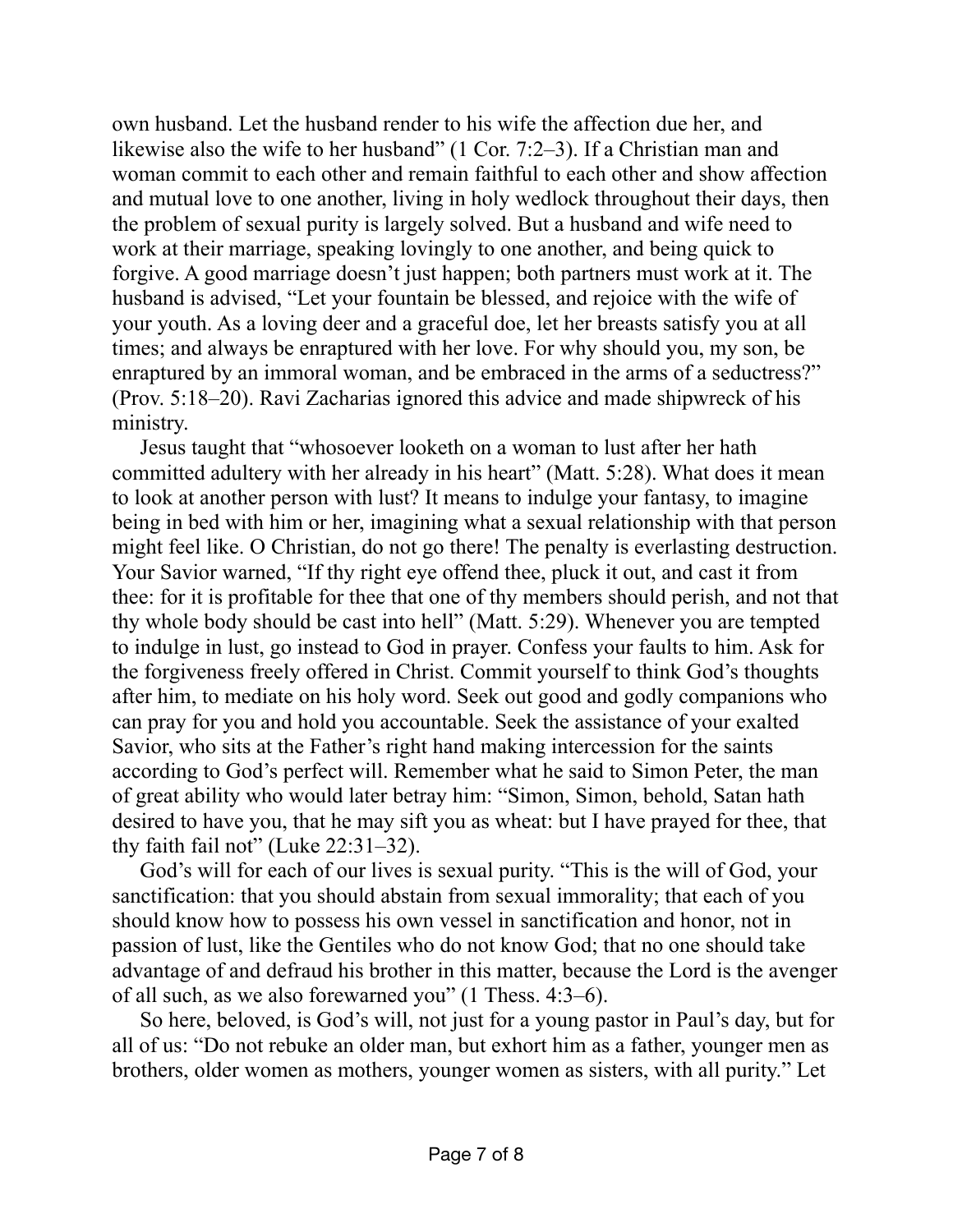own husband. Let the husband render to his wife the affection due her, and likewise also the wife to her husband" (1 Cor. 7:2–3). If a Christian man and woman commit to each other and remain faithful to each other and show affection and mutual love to one another, living in holy wedlock throughout their days, then the problem of sexual purity is largely solved. But a husband and wife need to work at their marriage, speaking lovingly to one another, and being quick to forgive. A good marriage doesn't just happen; both partners must work at it. The husband is advised, "Let your fountain be blessed, and rejoice with the wife of your youth. As a loving deer and a graceful doe, let her breasts satisfy you at all times; and always be enraptured with her love. For why should you, my son, be enraptured by an immoral woman, and be embraced in the arms of a seductress?" (Prov. 5:18–20). Ravi Zacharias ignored this advice and made shipwreck of his ministry.

Jesus taught that "whosoever looketh on a woman to lust after her hath committed adultery with her already in his heart" (Matt. 5:28). What does it mean to look at another person with lust? It means to indulge your fantasy, to imagine being in bed with him or her, imagining what a sexual relationship with that person might feel like. O Christian, do not go there! The penalty is everlasting destruction. Your Savior warned, "If thy right eye offend thee, pluck it out, and cast it from thee: for it is profitable for thee that one of thy members should perish, and not that thy whole body should be cast into hell" (Matt. 5:29). Whenever you are tempted to indulge in lust, go instead to God in prayer. Confess your faults to him. Ask for the forgiveness freely offered in Christ. Commit yourself to think God's thoughts after him, to mediate on his holy word. Seek out good and godly companions who can pray for you and hold you accountable. Seek the assistance of your exalted Savior, who sits at the Father's right hand making intercession for the saints according to God's perfect will. Remember what he said to Simon Peter, the man of great ability who would later betray him: "Simon, Simon, behold, Satan hath desired to have you, that he may sift you as wheat: but I have prayed for thee, that thy faith fail not" (Luke 22:31–32).

God's will for each of our lives is sexual purity. "This is the will of God, your sanctification: that you should abstain from sexual immorality; that each of you should know how to possess his own vessel in sanctification and honor, not in passion of lust, like the Gentiles who do not know God; that no one should take advantage of and defraud his brother in this matter, because the Lord is the avenger of all such, as we also forewarned you" (1 Thess. 4:3–6).

So here, beloved, is God's will, not just for a young pastor in Paul's day, but for all of us: "Do not rebuke an older man, but exhort him as a father, younger men as brothers, older women as mothers, younger women as sisters, with all purity." Let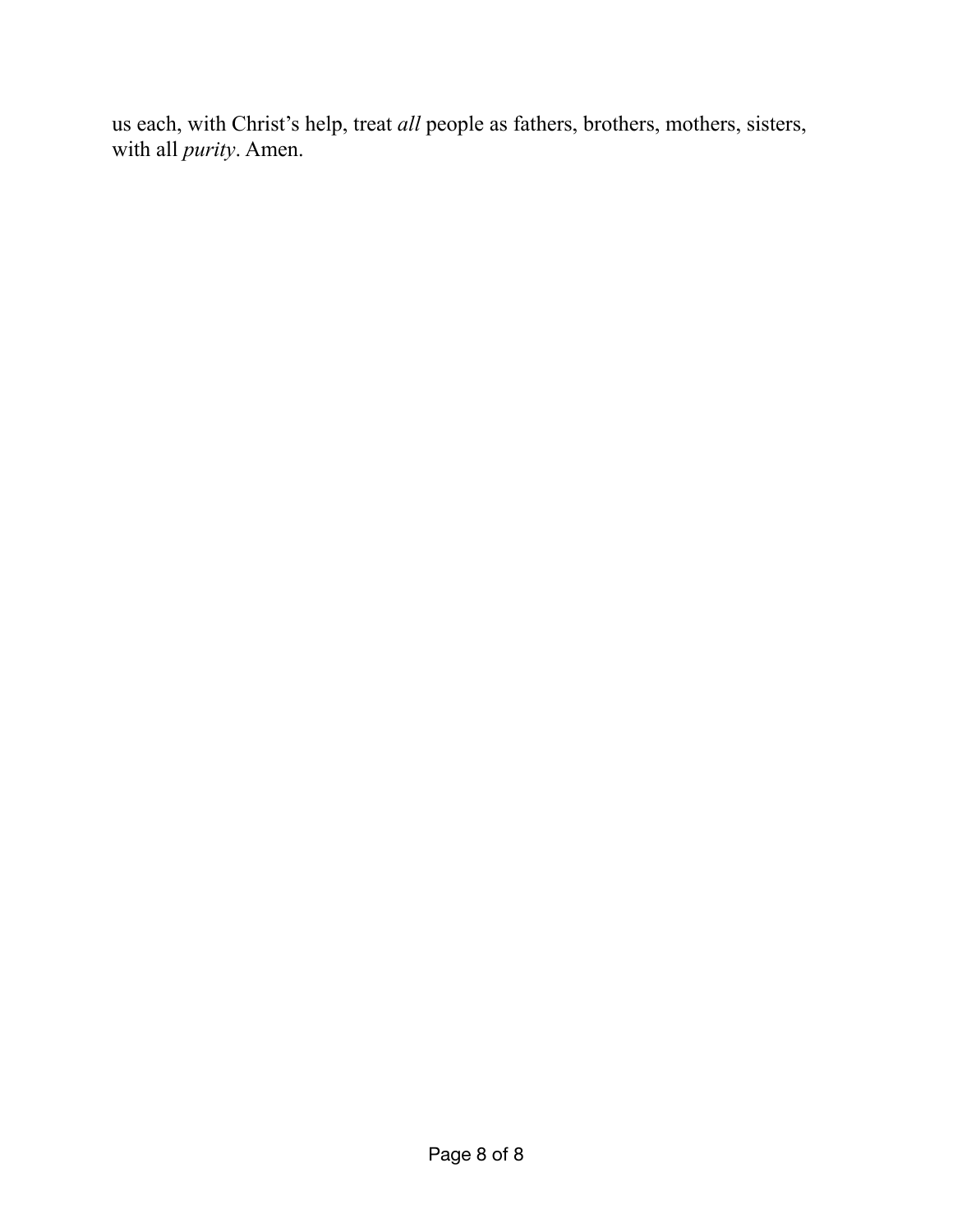us each, with Christ's help, treat *all* people as fathers, brothers, mothers, sisters, with all *purity*. Amen.